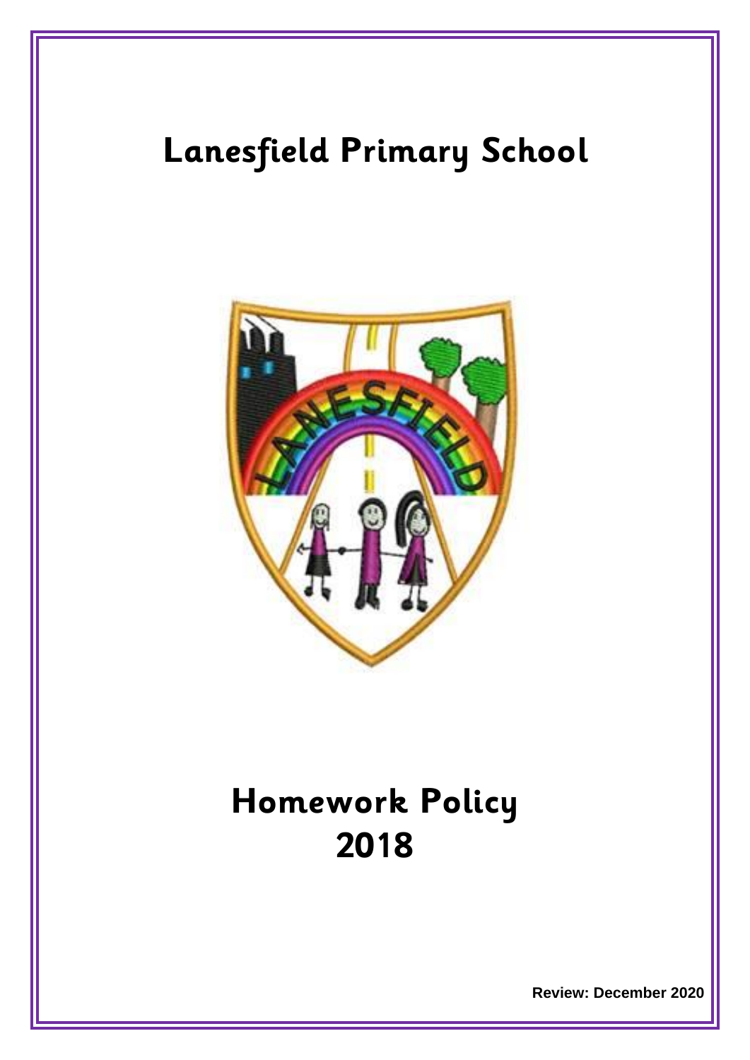# Lanesfield Primary School

# Homework Policy 2018

**Review: December 2020**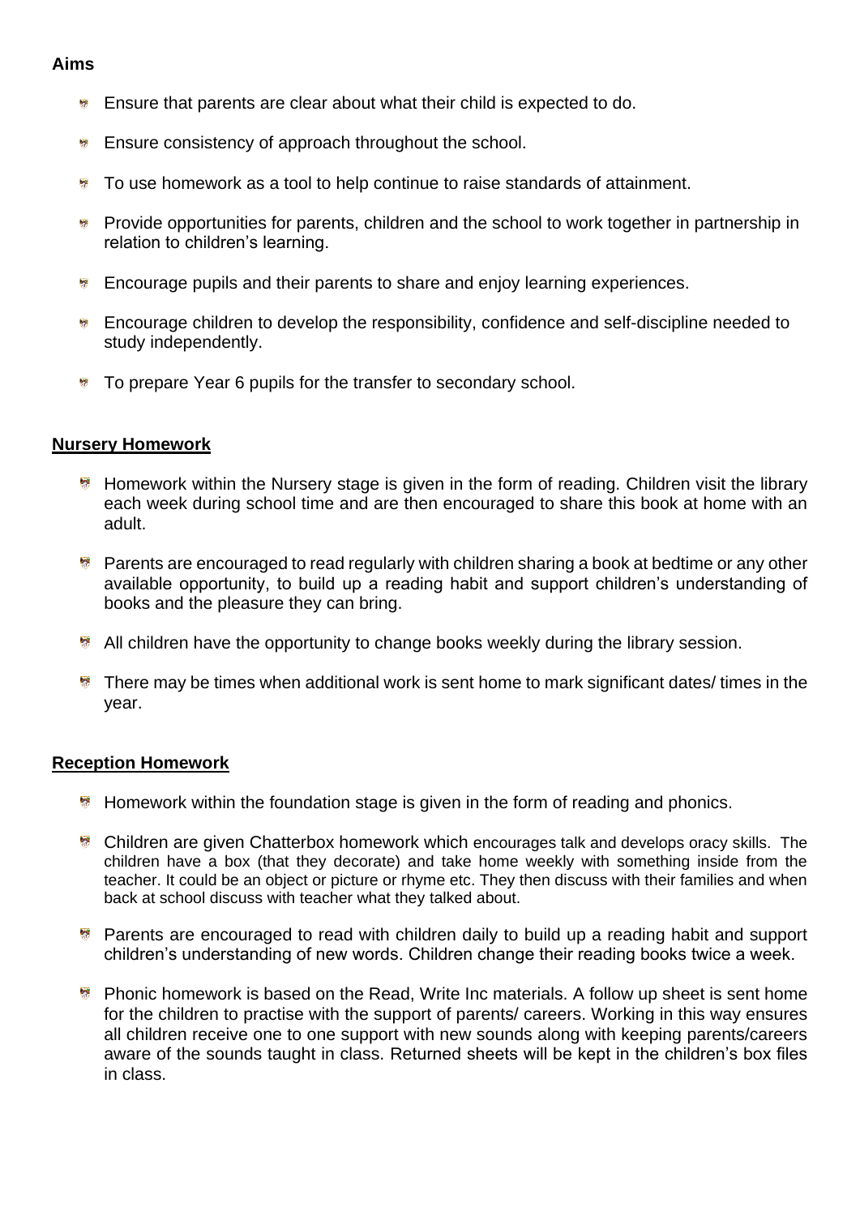**Aims**

- Ensure that parents are clear about what their child is expected to do.
- Ensure consistency of approach throughout the school.
- To use homework as a tool to help continue to raise standards of attainment.
- Provide opportunities for parents, children and the school to work together in partnership in relation to children's learning.
- Encourage pupils and their parents to share and enjoy learning experiences.
- Encourage children to develop the responsibility, confidence and self-discipline needed to study independently.
- To prepare Year 6 pupils for the transfer to secondary school.

## Nursery Homework

- Homework within the Nursery stage is given in the form of reading. Children visit the library each week during school time and are then encouraged to share this book at home with an adult.
- Parents are encouraged to read regularly with children sharing a book at bedtime or any other available opportunity, to build up a reading habit and support children's understanding of books and the pleasure they can bring.
- All children have the opportunity to change books weekly during the library session.
- There may be times when additional work is sent home to mark significant dates/ times in the year.

## Reception Homework

- Homework within the foundation stage is given in the form of reading and phonics.
- Children are given Chatterbox homework which encourages talk and develops oracy skills. The children have a box (that they decorate) and take home weekly with something inside from the teacher. It could be an object or picture or rhyme etc. They then discuss with their families and when back at school discuss with teacher what they talked about.
- Parents are encouraged to read with children daily to build up a reading habit and support children's understanding of new words. Children change their reading books twice a week.
- Phonic homework is based on the Read, Write Inc materials. A follow up sheet is sent home for the children to practise with the support of parents/ careers. Working in this way ensures all children receive one to one support with new sounds along with keeping parents/careers aware of the sounds taught in class. Returned sheets will be kept in the children's box files in class.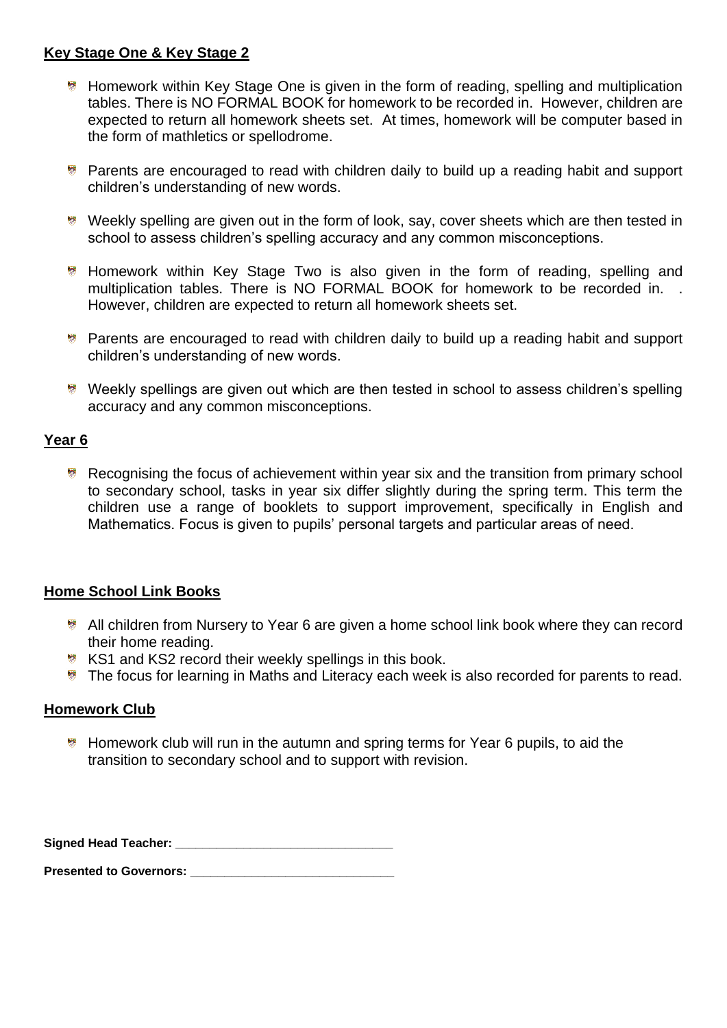## Key Stage One & Key Stage 2

- Homework within Key Stage One is given in the form of reading, spelling and multiplication tables. There is NO FORMAL BOOK for homework to be recorded in. However, children are expected to return all homework sheets set. At times, homework will be computer based in the form of mathletics or spellodrome.

- Parents are encouraged to read with children daily to build up a reading habit and support children's understanding of new words.

- Weekly spelling are given out in the form of look, say, cover sheets which are then tested in school to assess children's spelling accuracy and any common misconceptions.

- Homework within Key Stage Two is also given in the form of reading, spelling and multiplication tables. There is NO FORMAL BOOK for homework to be recorded in. . However, children are expected to return all homework sheets set.

- Parents are encouraged to read with children daily to build up a reading habit and support children's understanding of new words.

- Weekly spellings are given out which are then tested in school to assess children's spelling accuracy and any common misconceptions.

## Year 6

- Recognising the focus of achievement within year six and the transition from primary school to secondary school, tasks in year six differ slightly during the spring term. This term the children use a range of booklets to support improvement, specifically in English and Mathematics. Focus is given to pupils' personal targets and particular areas of need.

## Home School Link Books

- All children from Nursery to Year 6 are given a home school link book where they can record their home reading.
- KS1 and KS2 record their weekly spellings in this book.
- The focus for learning in Maths and Literacy each week is also recorded for parents to read.

## Homework Club

- Homework club will run in the autumn and spring terms for Year 6 pupils, to aid the transition to secondary school and to support with revision.

**Signed Head Teacher:** ______________________________

**Presented to Governors:** ______________________________